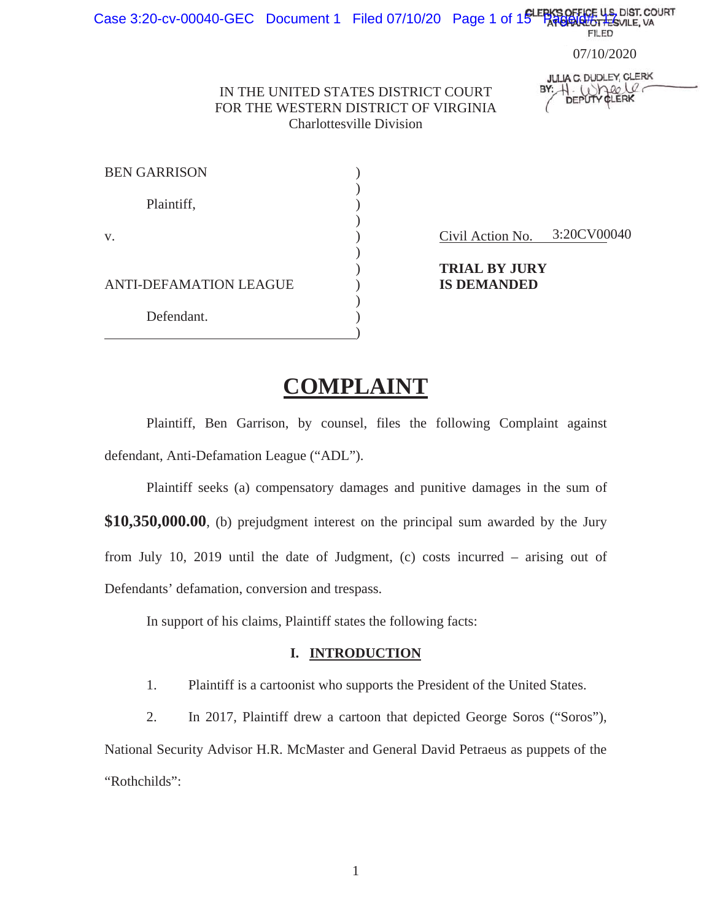FILED

07/10/2020

JULIA C. DUDLEY, CLERK
BY: H. Wheeler
DEPUTY CLERK

IN THE UNITED STATES DISTRICT COURT
FOR THE WESTERN DISTRICT OF VIRGINIA
Charlottesville Division

| | | |
|---|---|---|
| BEN GARRISON | ) | |
| | ) | |
| Plaintiff, | ) | |
| | ) | |
| v. | ) | Civil Action No. 3:20CV00040 |
| | ) | |
| | ) | **TRIAL BY JURY** |
| ANTI-DEFAMATION LEAGUE | ) | **IS DEMANDED** |
| | ) | |
| Defendant. | ) | |
| | ) | |

# COMPLAINT

Plaintiff, Ben Garrison, by counsel, files the following Complaint against defendant, Anti-Defamation League ("ADL").

Plaintiff seeks (a) compensatory damages and punitive damages in the sum of **$10,350,000.00**, (b) prejudgment interest on the principal sum awarded by the Jury from July 10, 2019 until the date of Judgment, (c) costs incurred – arising out of Defendants' defamation, conversion and trespass.

In support of his claims, Plaintiff states the following facts:

## I. INTRODUCTION

1. Plaintiff is a cartoonist who supports the President of the United States.

2. In 2017, Plaintiff drew a cartoon that depicted George Soros ("Soros"), National Security Advisor H.R. McMaster and General David Petraeus as puppets of the "Rothchilds":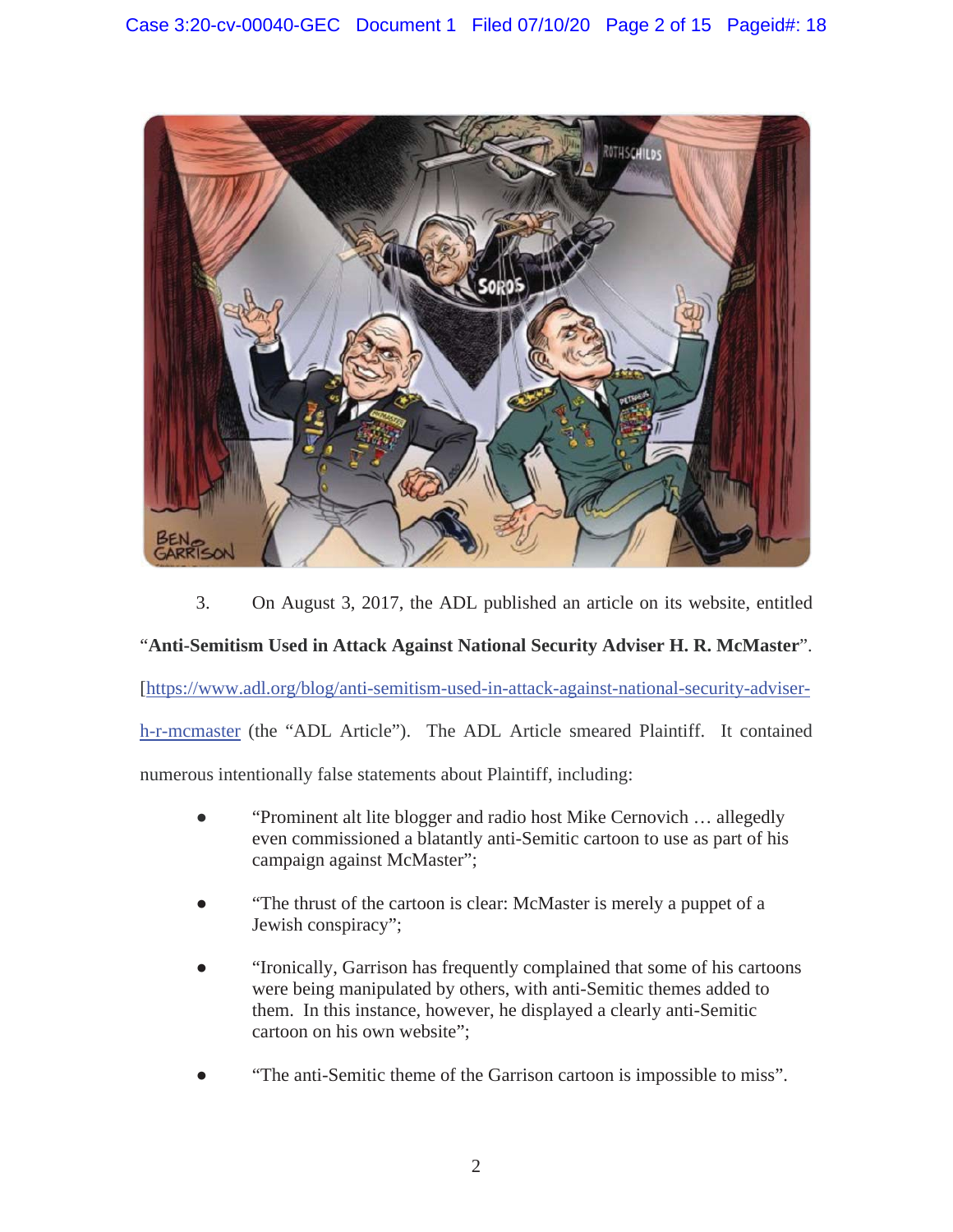3. On August 3, 2017, the ADL published an article on its website, entitled "**Anti-Semitism Used in Attack Against National Security Adviser H. R. McMaster**". [https://www.adl.org/blog/anti-semitism-used-in-attack-against-national-security-adviser-h-r-mcmaster (the "ADL Article"). The ADL Article smeared Plaintiff. It contained numerous intentionally false statements about Plaintiff, including:

- "Prominent alt lite blogger and radio host Mike Cernovich … allegedly even commissioned a blatantly anti-Semitic cartoon to use as part of his campaign against McMaster";

- "The thrust of the cartoon is clear: McMaster is merely a puppet of a Jewish conspiracy";

- "Ironically, Garrison has frequently complained that some of his cartoons were being manipulated by others, with anti-Semitic themes added to them. In this instance, however, he displayed a clearly anti-Semitic cartoon on his own website";

- "The anti-Semitic theme of the Garrison cartoon is impossible to miss".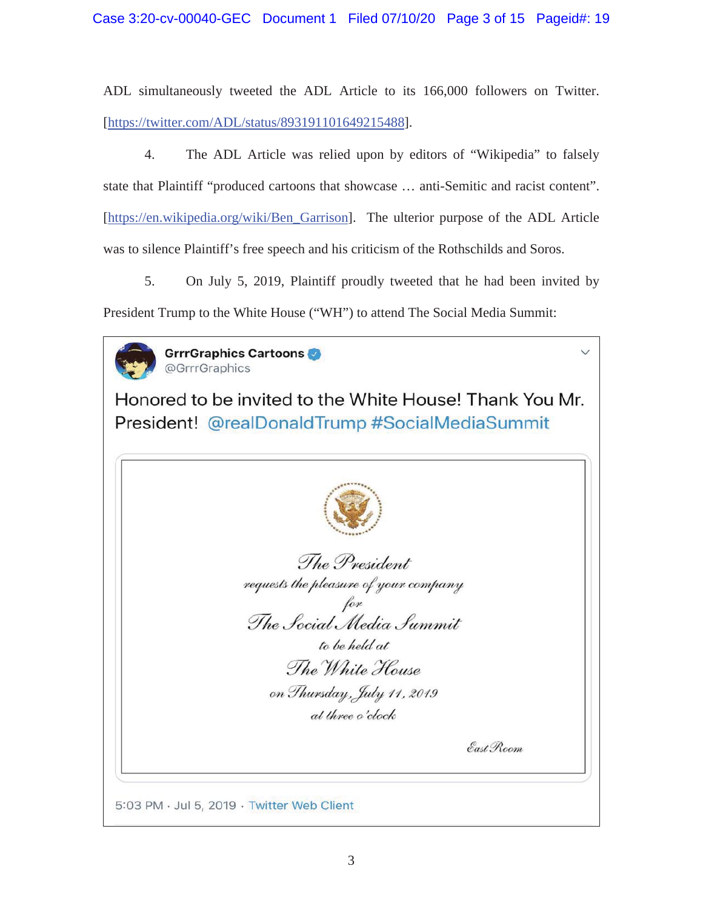ADL simultaneously tweeted the ADL Article to its 166,000 followers on Twitter. [https://twitter.com/ADL/status/893191101649215488].

4. The ADL Article was relied upon by editors of "Wikipedia" to falsely state that Plaintiff "produced cartoons that showcase … anti-Semitic and racist content". [https://en.wikipedia.org/wiki/Ben_Garrison]. The ulterior purpose of the ADL Article was to silence Plaintiff's free speech and his criticism of the Rothschilds and Soros.

5. On July 5, 2019, Plaintiff proudly tweeted that he had been invited by President Trump to the White House ("WH") to attend The Social Media Summit:

> **GrrrGraphics Cartoons** @GrrrGraphics
>
> Honored to be invited to the White House! Thank You Mr. President! @realDonaldTrump #SocialMediaSummit
>
> *The President*
> *requests the pleasure of your company*
> *for*
> *The Social Media Summit*
> *to be held at*
> *The White House*
> *on Thursday, July 11, 2019*
> *at three o'clock*
>
> *East Room*
>
> 5:03 PM · Jul 5, 2019 · Twitter Web Client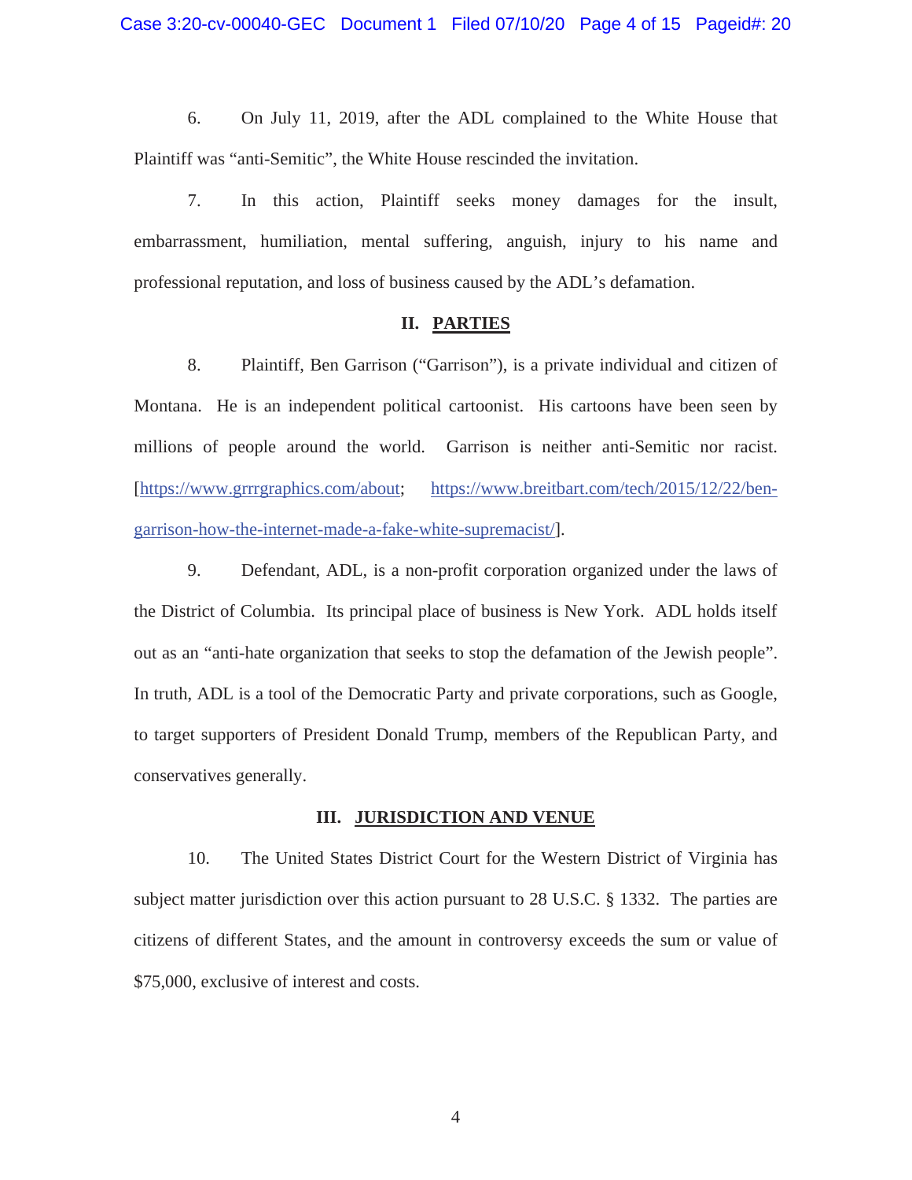6. On July 11, 2019, after the ADL complained to the White House that Plaintiff was "anti-Semitic", the White House rescinded the invitation.

7. In this action, Plaintiff seeks money damages for the insult, embarrassment, humiliation, mental suffering, anguish, injury to his name and professional reputation, and loss of business caused by the ADL's defamation.

## II. PARTIES

8. Plaintiff, Ben Garrison ("Garrison"), is a private individual and citizen of Montana. He is an independent political cartoonist. His cartoons have been seen by millions of people around the world. Garrison is neither anti-Semitic nor racist. [https://www.grrrgraphics.com/about; https://www.breitbart.com/tech/2015/12/22/ben-garrison-how-the-internet-made-a-fake-white-supremacist/].

9. Defendant, ADL, is a non-profit corporation organized under the laws of the District of Columbia. Its principal place of business is New York. ADL holds itself out as an "anti-hate organization that seeks to stop the defamation of the Jewish people". In truth, ADL is a tool of the Democratic Party and private corporations, such as Google, to target supporters of President Donald Trump, members of the Republican Party, and conservatives generally.

## III. JURISDICTION AND VENUE

10. The United States District Court for the Western District of Virginia has subject matter jurisdiction over this action pursuant to 28 U.S.C. § 1332. The parties are citizens of different States, and the amount in controversy exceeds the sum or value of $75,000, exclusive of interest and costs.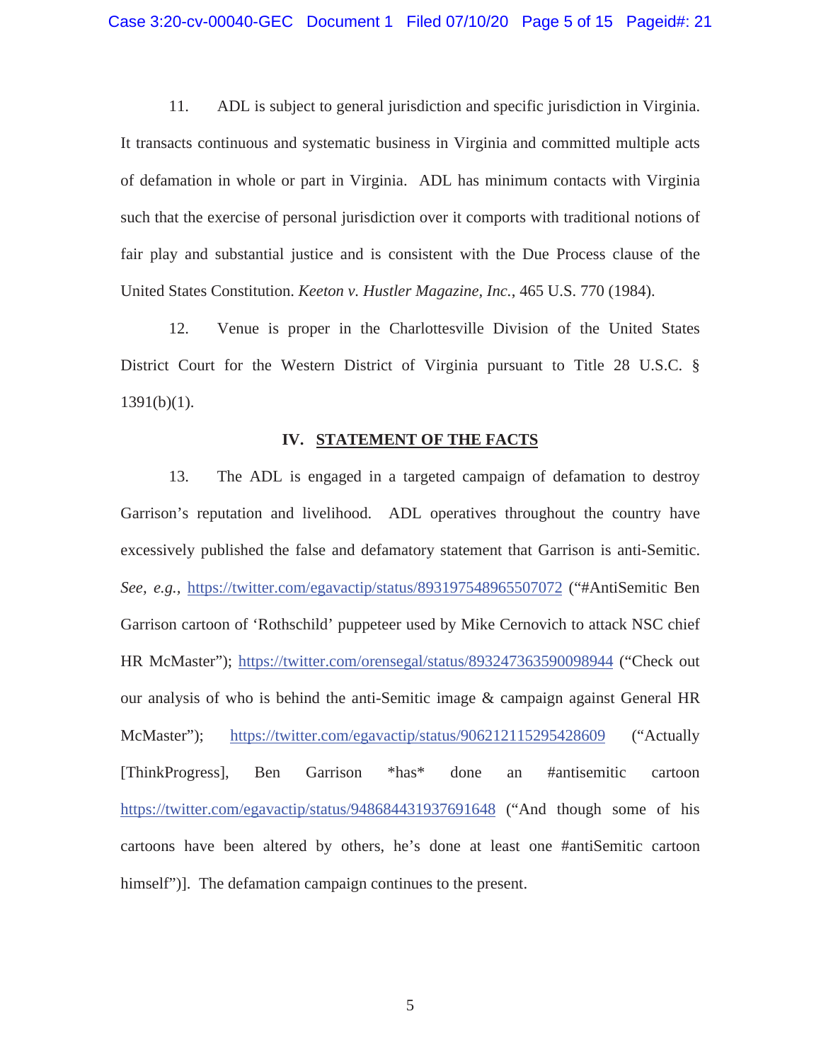11. ADL is subject to general jurisdiction and specific jurisdiction in Virginia. It transacts continuous and systematic business in Virginia and committed multiple acts of defamation in whole or part in Virginia. ADL has minimum contacts with Virginia such that the exercise of personal jurisdiction over it comports with traditional notions of fair play and substantial justice and is consistent with the Due Process clause of the United States Constitution. *Keeton v. Hustler Magazine, Inc.*, 465 U.S. 770 (1984).

12. Venue is proper in the Charlottesville Division of the United States District Court for the Western District of Virginia pursuant to Title 28 U.S.C. § 1391(b)(1).

## IV. STATEMENT OF THE FACTS

13. The ADL is engaged in a targeted campaign of defamation to destroy Garrison's reputation and livelihood. ADL operatives throughout the country have excessively published the false and defamatory statement that Garrison is anti-Semitic. *See, e.g.*, https://twitter.com/egavactip/status/893197548965507072 ("#AntiSemitic Ben Garrison cartoon of 'Rothschild' puppeteer used by Mike Cernovich to attack NSC chief HR McMaster"); https://twitter.com/orensegal/status/893247363590098944 ("Check out our analysis of who is behind the anti-Semitic image & campaign against General HR McMaster"); https://twitter.com/egavactip/status/906212115295428609 ("Actually [ThinkProgress], Ben Garrison *has* done an #antisemitic cartoon https://twitter.com/egavactip/status/948684431937691648 ("And though some of his cartoons have been altered by others, he's done at least one #antiSemitic cartoon himself")]. The defamation campaign continues to the present.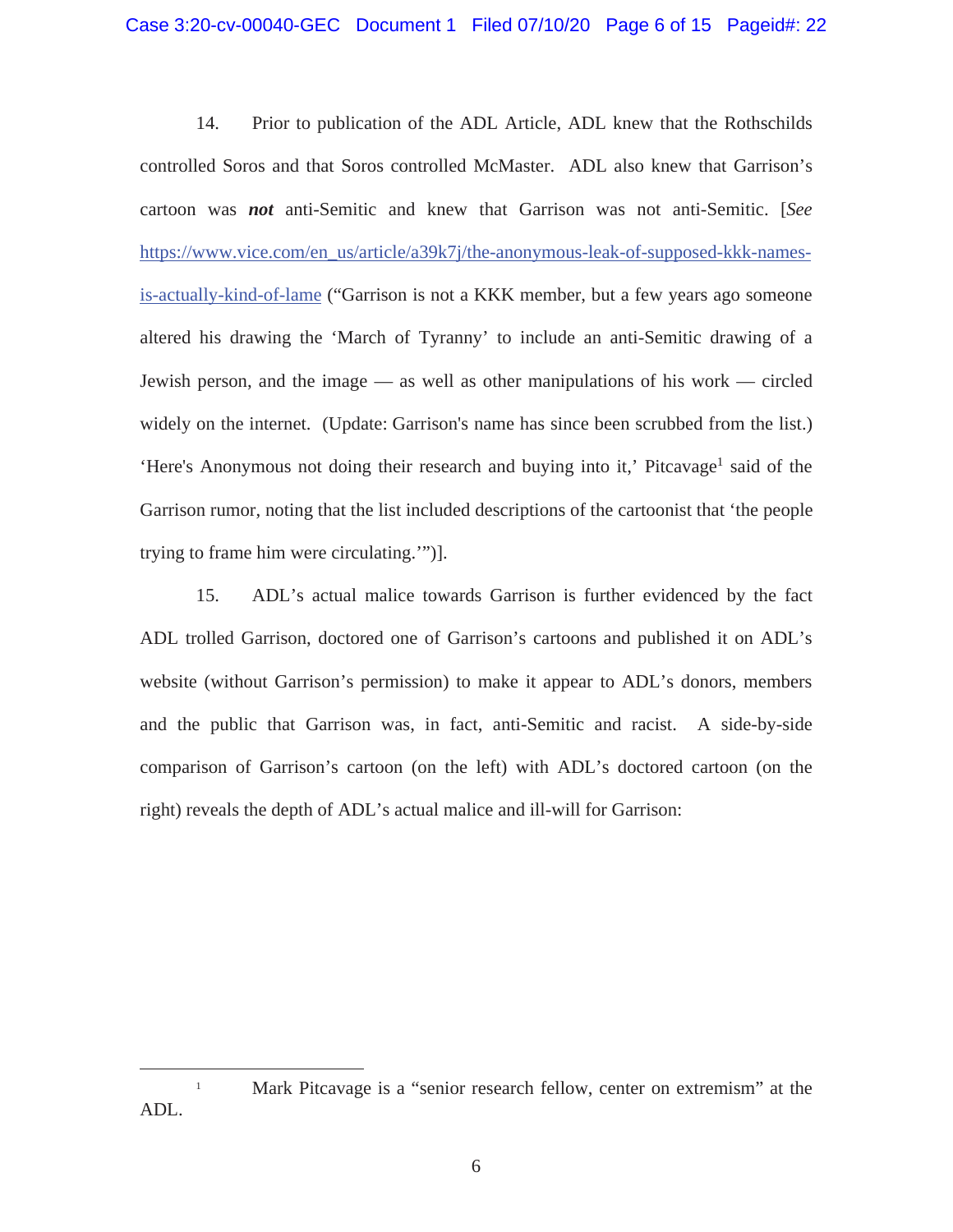14. Prior to publication of the ADL Article, ADL knew that the Rothschilds controlled Soros and that Soros controlled McMaster. ADL also knew that Garrison's cartoon was ***not*** anti-Semitic and knew that Garrison was not anti-Semitic. [*See* https://www.vice.com/en_us/article/a39k7j/the-anonymous-leak-of-supposed-kkk-names-is-actually-kind-of-lame ("Garrison is not a KKK member, but a few years ago someone altered his drawing the 'March of Tyranny' to include an anti-Semitic drawing of a Jewish person, and the image — as well as other manipulations of his work — circled widely on the internet. (Update: Garrison's name has since been scrubbed from the list.) 'Here's Anonymous not doing their research and buying into it,' Pitcavage[1] said of the Garrison rumor, noting that the list included descriptions of the cartoonist that 'the people trying to frame him were circulating.'")].

15. ADL's actual malice towards Garrison is further evidenced by the fact ADL trolled Garrison, doctored one of Garrison's cartoons and published it on ADL's website (without Garrison's permission) to make it appear to ADL's donors, members and the public that Garrison was, in fact, anti-Semitic and racist. A side-by-side comparison of Garrison's cartoon (on the left) with ADL's doctored cartoon (on the right) reveals the depth of ADL's actual malice and ill-will for Garrison:

---

[1] Mark Pitcavage is a "senior research fellow, center on extremism" at the ADL.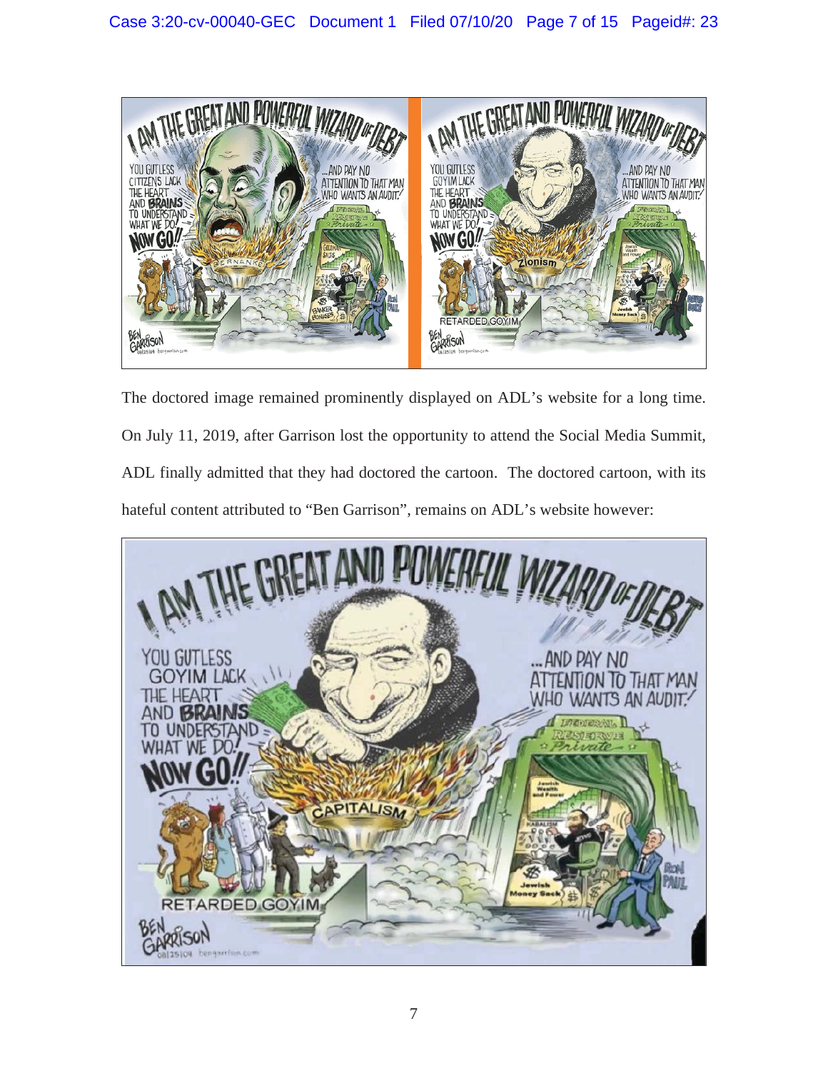The doctored image remained prominently displayed on ADL's website for a long time. On July 11, 2019, after Garrison lost the opportunity to attend the Social Media Summit, ADL finally admitted that they had doctored the cartoon. The doctored cartoon, with its hateful content attributed to "Ben Garrison", remains on ADL's website however: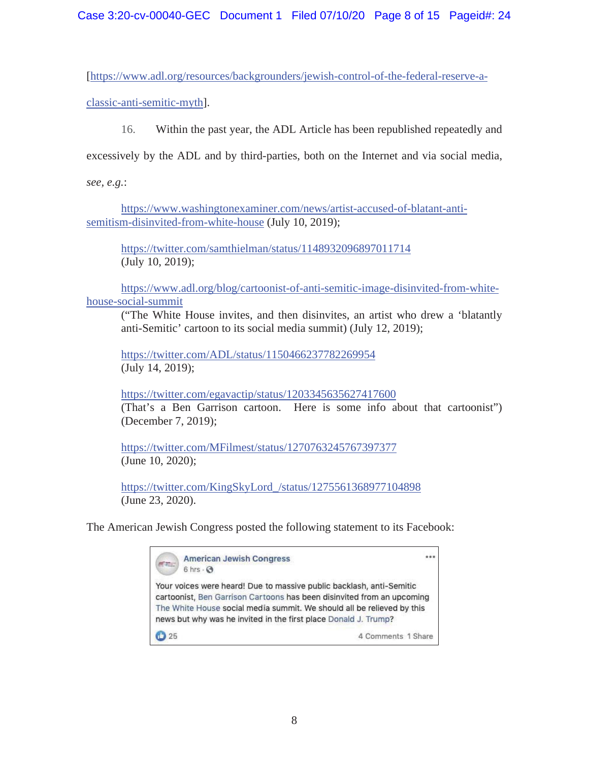[https://www.adl.org/resources/backgrounders/jewish-control-of-the-federal-reserve-a-classic-anti-semitic-myth].

16. Within the past year, the ADL Article has been republished repeatedly and excessively by the ADL and by third-parties, both on the Internet and via social media, *see*, *e.g.*:

https://www.washingtonexaminer.com/news/artist-accused-of-blatant-anti-semitism-disinvited-from-white-house (July 10, 2019);

https://twitter.com/samthielman/status/1148932096897011714 (July 10, 2019);

https://www.adl.org/blog/cartoonist-of-anti-semitic-image-disinvited-from-white-house-social-summit ("The White House invites, and then disinvites, an artist who drew a 'blatantly anti-Semitic' cartoon to its social media summit) (July 12, 2019);

https://twitter.com/ADL/status/1150466237782269954 (July 14, 2019);

https://twitter.com/egavactip/status/1203345635627417600 (That's a Ben Garrison cartoon. Here is some info about that cartoonist") (December 7, 2019);

https://twitter.com/MFilmest/status/1270763245767397377 (June 10, 2020);

https://twitter.com/KingSkyLord_/status/1275561368977104898 (June 23, 2020).

The American Jewish Congress posted the following statement to its Facebook:

> **American Jewish Congress**
> 6 hrs ·
>
> Your voices were heard! Due to massive public backlash, anti-Semitic cartoonist, Ben Garrison Cartoons has been disinvited from an upcoming The White House social media summit. We should all be relieved by this news but why was he invited in the first place Donald J. Trump?
>
> 25 — 4 Comments 1 Share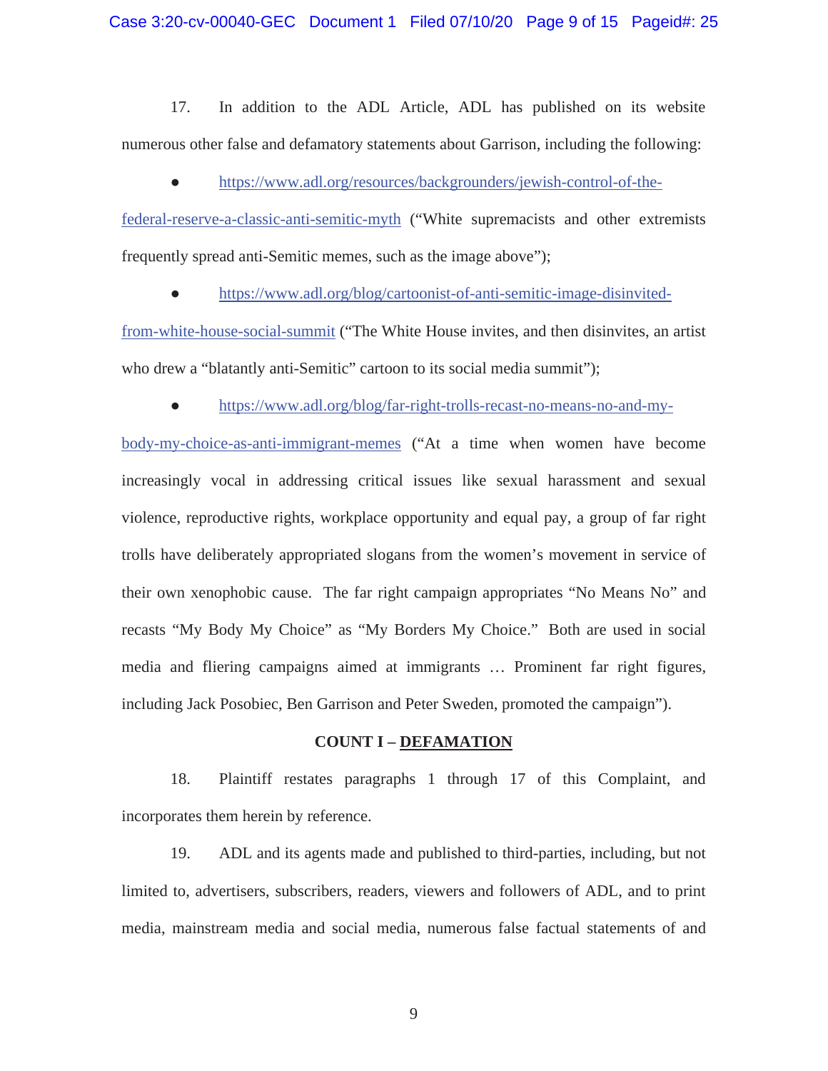17. In addition to the ADL Article, ADL has published on its website numerous other false and defamatory statements about Garrison, including the following:

- https://www.adl.org/resources/backgrounders/jewish-control-of-the-federal-reserve-a-classic-anti-semitic-myth ("White supremacists and other extremists frequently spread anti-Semitic memes, such as the image above");

- https://www.adl.org/blog/cartoonist-of-anti-semitic-image-disinvited-from-white-house-social-summit ("The White House invites, and then disinvites, an artist who drew a "blatantly anti-Semitic" cartoon to its social media summit");

- https://www.adl.org/blog/far-right-trolls-recast-no-means-no-and-my-body-my-choice-as-anti-immigrant-memes ("At a time when women have become increasingly vocal in addressing critical issues like sexual harassment and sexual violence, reproductive rights, workplace opportunity and equal pay, a group of far right trolls have deliberately appropriated slogans from the women's movement in service of their own xenophobic cause. The far right campaign appropriates "No Means No" and recasts "My Body My Choice" as "My Borders My Choice." Both are used in social media and fliering campaigns aimed at immigrants … Prominent far right figures, including Jack Posobiec, Ben Garrison and Peter Sweden, promoted the campaign").

**COUNT I – <u>DEFAMATION</u>**

18. Plaintiff restates paragraphs 1 through 17 of this Complaint, and incorporates them herein by reference.

19. ADL and its agents made and published to third-parties, including, but not limited to, advertisers, subscribers, readers, viewers and followers of ADL, and to print media, mainstream media and social media, numerous false factual statements of and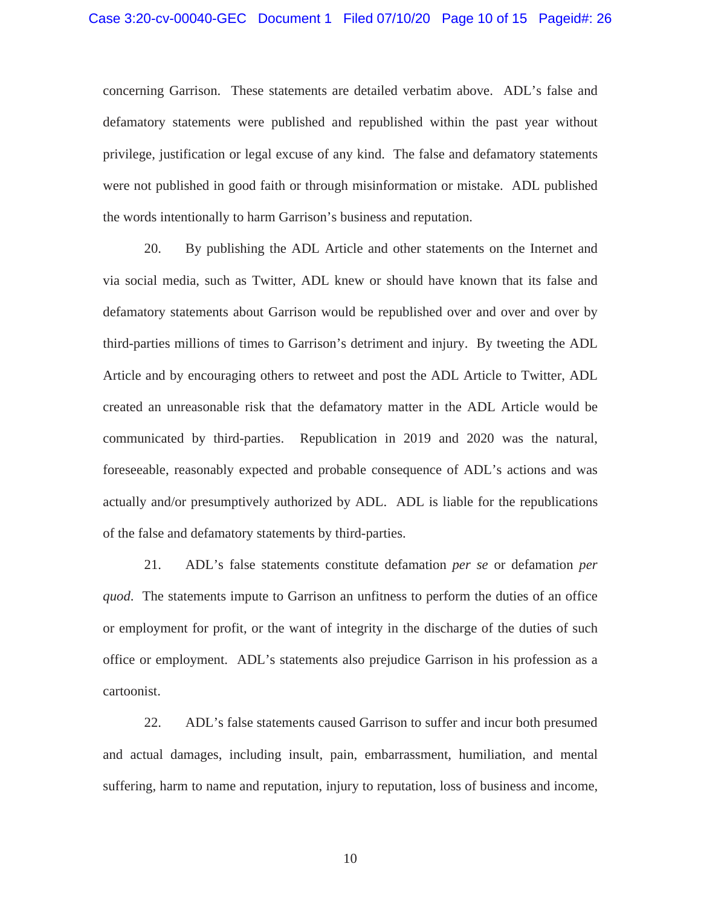concerning Garrison. These statements are detailed verbatim above. ADL's false and defamatory statements were published and republished within the past year without privilege, justification or legal excuse of any kind. The false and defamatory statements were not published in good faith or through misinformation or mistake. ADL published the words intentionally to harm Garrison's business and reputation.

20. By publishing the ADL Article and other statements on the Internet and via social media, such as Twitter, ADL knew or should have known that its false and defamatory statements about Garrison would be republished over and over and over by third-parties millions of times to Garrison's detriment and injury. By tweeting the ADL Article and by encouraging others to retweet and post the ADL Article to Twitter, ADL created an unreasonable risk that the defamatory matter in the ADL Article would be communicated by third-parties. Republication in 2019 and 2020 was the natural, foreseeable, reasonably expected and probable consequence of ADL's actions and was actually and/or presumptively authorized by ADL. ADL is liable for the republications of the false and defamatory statements by third-parties.

21. ADL's false statements constitute defamation *per se* or defamation *per quod*. The statements impute to Garrison an unfitness to perform the duties of an office or employment for profit, or the want of integrity in the discharge of the duties of such office or employment. ADL's statements also prejudice Garrison in his profession as a cartoonist.

22. ADL's false statements caused Garrison to suffer and incur both presumed and actual damages, including insult, pain, embarrassment, humiliation, and mental suffering, harm to name and reputation, injury to reputation, loss of business and income,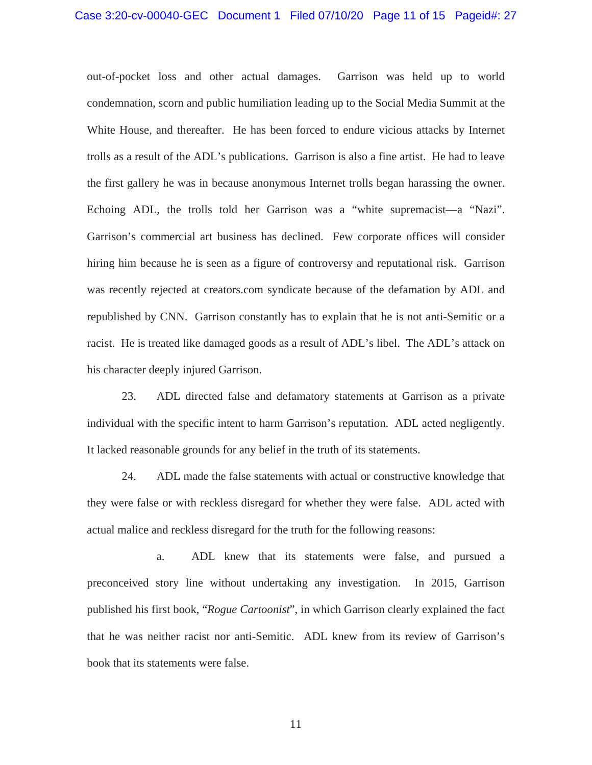out-of-pocket loss and other actual damages. Garrison was held up to world condemnation, scorn and public humiliation leading up to the Social Media Summit at the White House, and thereafter. He has been forced to endure vicious attacks by Internet trolls as a result of the ADL's publications. Garrison is also a fine artist. He had to leave the first gallery he was in because anonymous Internet trolls began harassing the owner. Echoing ADL, the trolls told her Garrison was a "white supremacist—a "Nazi". Garrison's commercial art business has declined. Few corporate offices will consider hiring him because he is seen as a figure of controversy and reputational risk. Garrison was recently rejected at creators.com syndicate because of the defamation by ADL and republished by CNN. Garrison constantly has to explain that he is not anti-Semitic or a racist. He is treated like damaged goods as a result of ADL's libel. The ADL's attack on his character deeply injured Garrison.

23. ADL directed false and defamatory statements at Garrison as a private individual with the specific intent to harm Garrison's reputation. ADL acted negligently. It lacked reasonable grounds for any belief in the truth of its statements.

24. ADL made the false statements with actual or constructive knowledge that they were false or with reckless disregard for whether they were false. ADL acted with actual malice and reckless disregard for the truth for the following reasons:

a. ADL knew that its statements were false, and pursued a preconceived story line without undertaking any investigation. In 2015, Garrison published his first book, "*Rogue Cartoonist*", in which Garrison clearly explained the fact that he was neither racist nor anti-Semitic. ADL knew from its review of Garrison's book that its statements were false.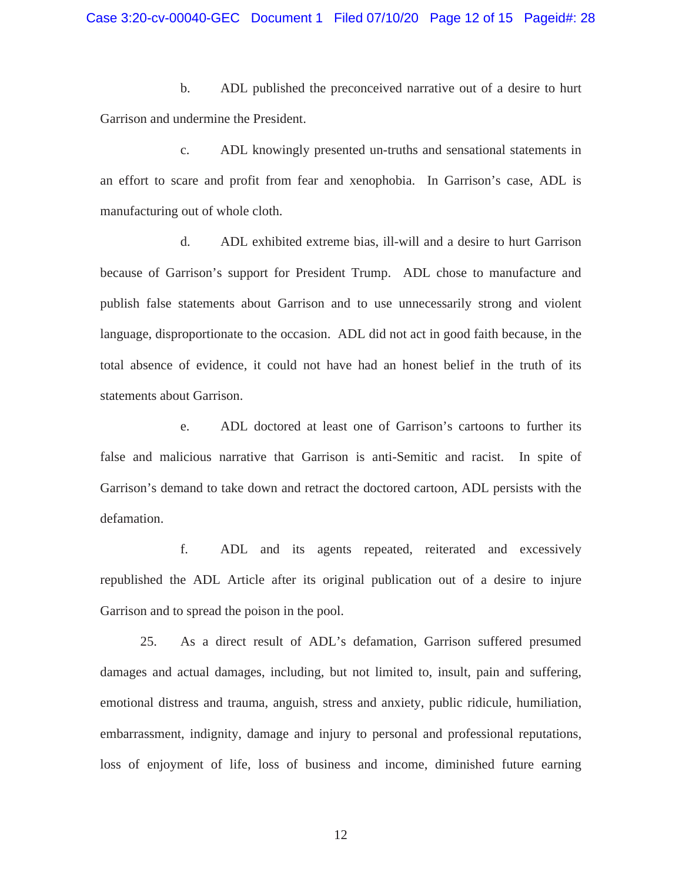b. ADL published the preconceived narrative out of a desire to hurt Garrison and undermine the President.

c. ADL knowingly presented un-truths and sensational statements in an effort to scare and profit from fear and xenophobia. In Garrison's case, ADL is manufacturing out of whole cloth.

d. ADL exhibited extreme bias, ill-will and a desire to hurt Garrison because of Garrison's support for President Trump. ADL chose to manufacture and publish false statements about Garrison and to use unnecessarily strong and violent language, disproportionate to the occasion. ADL did not act in good faith because, in the total absence of evidence, it could not have had an honest belief in the truth of its statements about Garrison.

e. ADL doctored at least one of Garrison's cartoons to further its false and malicious narrative that Garrison is anti-Semitic and racist. In spite of Garrison's demand to take down and retract the doctored cartoon, ADL persists with the defamation.

f. ADL and its agents repeated, reiterated and excessively republished the ADL Article after its original publication out of a desire to injure Garrison and to spread the poison in the pool.

25. As a direct result of ADL's defamation, Garrison suffered presumed damages and actual damages, including, but not limited to, insult, pain and suffering, emotional distress and trauma, anguish, stress and anxiety, public ridicule, humiliation, embarrassment, indignity, damage and injury to personal and professional reputations, loss of enjoyment of life, loss of business and income, diminished future earning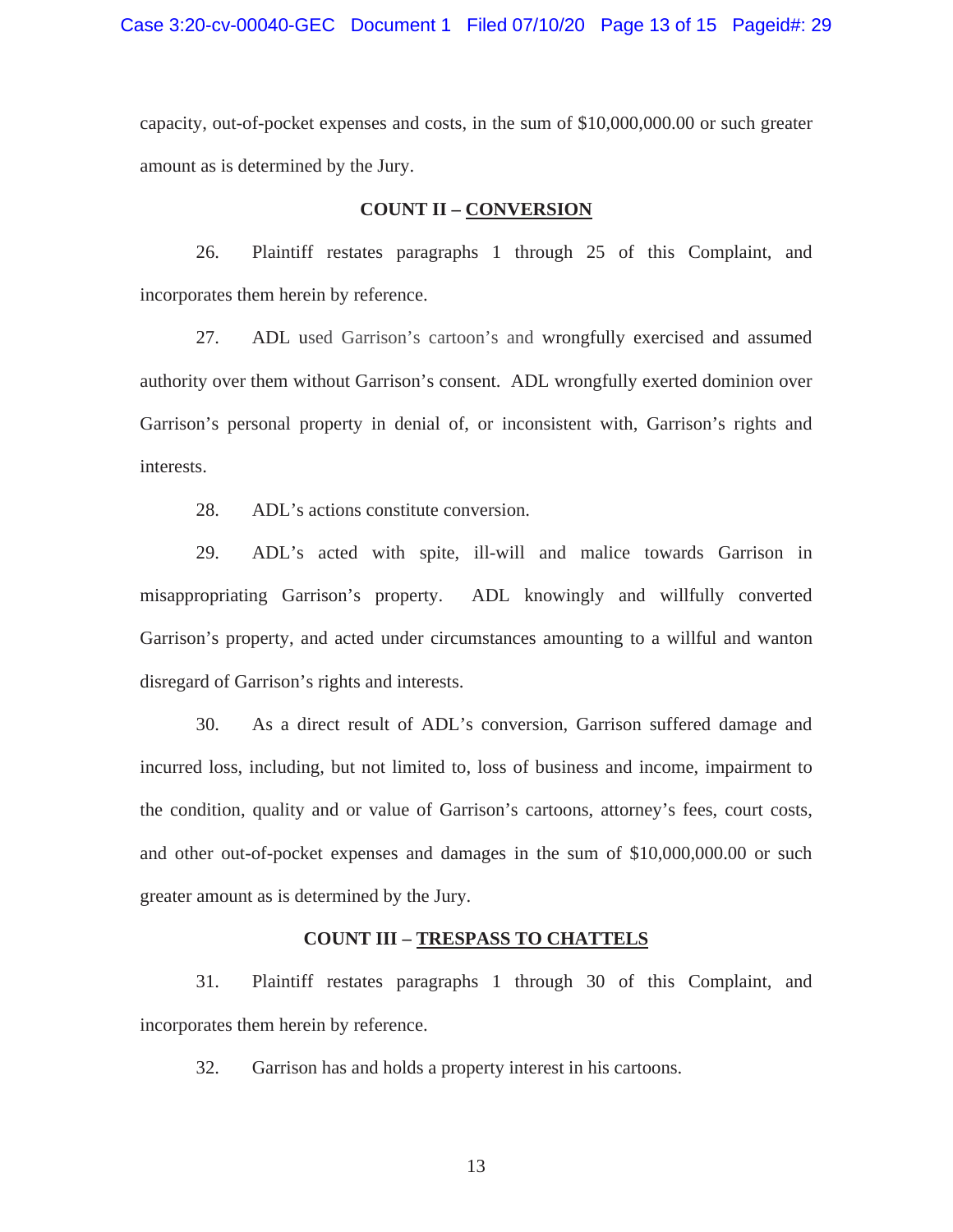capacity, out-of-pocket expenses and costs, in the sum of $10,000,000.00 or such greater amount as is determined by the Jury.

**COUNT II – <u>CONVERSION</u>**

26. Plaintiff restates paragraphs 1 through 25 of this Complaint, and incorporates them herein by reference.

27. ADL used Garrison's cartoon's and wrongfully exercised and assumed authority over them without Garrison's consent. ADL wrongfully exerted dominion over Garrison's personal property in denial of, or inconsistent with, Garrison's rights and interests.

28. ADL's actions constitute conversion.

29. ADL's acted with spite, ill-will and malice towards Garrison in misappropriating Garrison's property. ADL knowingly and willfully converted Garrison's property, and acted under circumstances amounting to a willful and wanton disregard of Garrison's rights and interests.

30. As a direct result of ADL's conversion, Garrison suffered damage and incurred loss, including, but not limited to, loss of business and income, impairment to the condition, quality and or value of Garrison's cartoons, attorney's fees, court costs, and other out-of-pocket expenses and damages in the sum of $10,000,000.00 or such greater amount as is determined by the Jury.

**COUNT III – <u>TRESPASS TO CHATTELS</u>**

31. Plaintiff restates paragraphs 1 through 30 of this Complaint, and incorporates them herein by reference.

32. Garrison has and holds a property interest in his cartoons.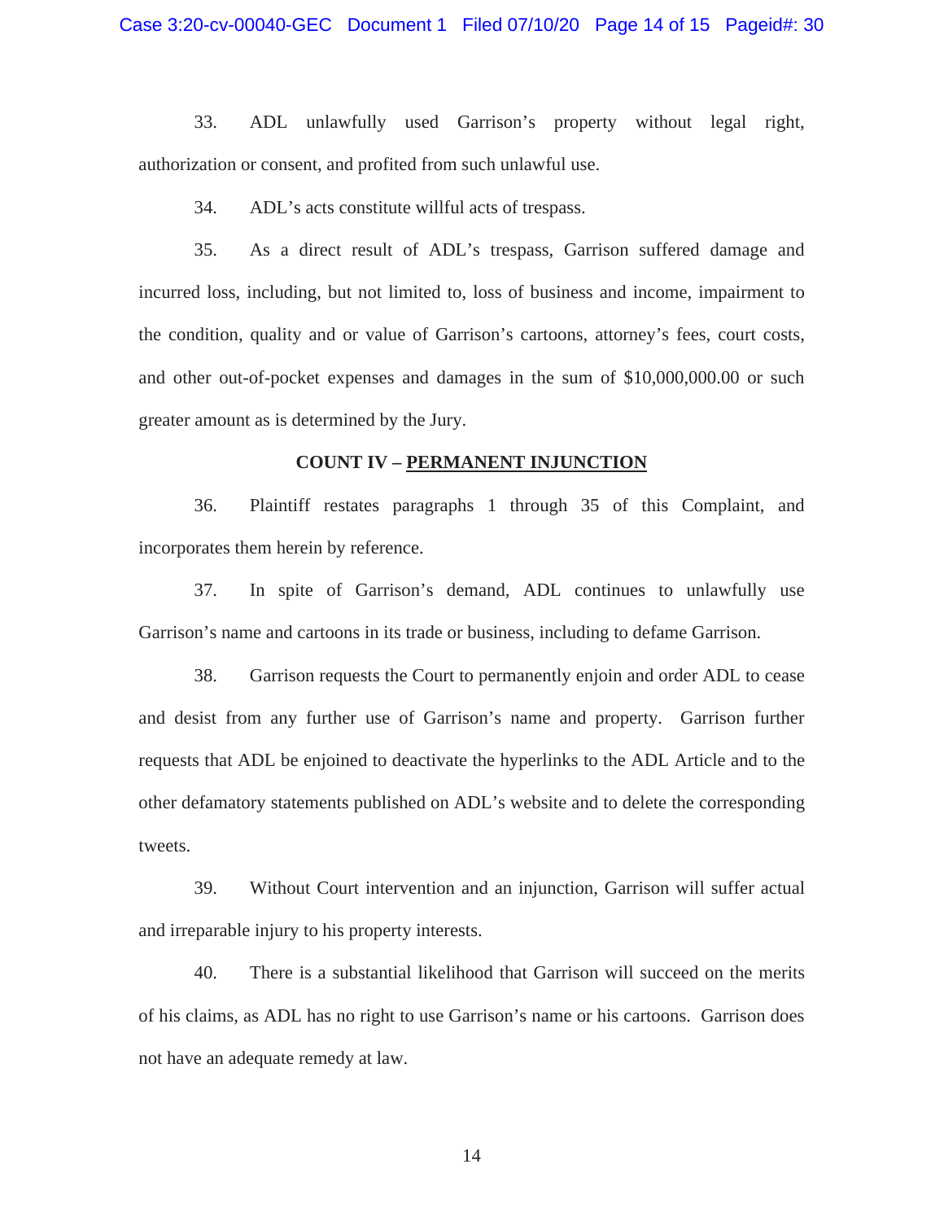33. ADL unlawfully used Garrison's property without legal right, authorization or consent, and profited from such unlawful use.

34. ADL's acts constitute willful acts of trespass.

35. As a direct result of ADL's trespass, Garrison suffered damage and incurred loss, including, but not limited to, loss of business and income, impairment to the condition, quality and or value of Garrison's cartoons, attorney's fees, court costs, and other out-of-pocket expenses and damages in the sum of $10,000,000.00 or such greater amount as is determined by the Jury.

**COUNT IV – <u>PERMANENT INJUNCTION</u>**

36. Plaintiff restates paragraphs 1 through 35 of this Complaint, and incorporates them herein by reference.

37. In spite of Garrison's demand, ADL continues to unlawfully use Garrison's name and cartoons in its trade or business, including to defame Garrison.

38. Garrison requests the Court to permanently enjoin and order ADL to cease and desist from any further use of Garrison's name and property. Garrison further requests that ADL be enjoined to deactivate the hyperlinks to the ADL Article and to the other defamatory statements published on ADL's website and to delete the corresponding tweets.

39. Without Court intervention and an injunction, Garrison will suffer actual and irreparable injury to his property interests.

40. There is a substantial likelihood that Garrison will succeed on the merits of his claims, as ADL has no right to use Garrison's name or his cartoons. Garrison does not have an adequate remedy at law.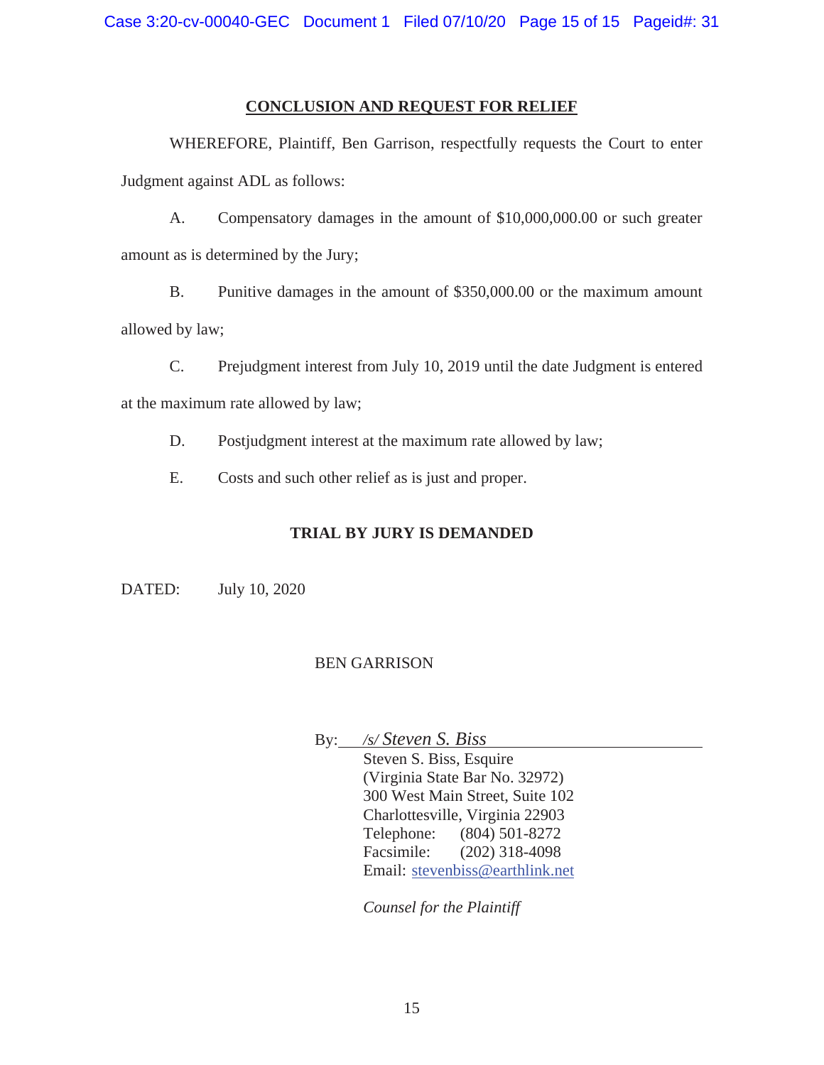## CONCLUSION AND REQUEST FOR RELIEF

WHEREFORE, Plaintiff, Ben Garrison, respectfully requests the Court to enter Judgment against ADL as follows:

A. Compensatory damages in the amount of $10,000,000.00 or such greater amount as is determined by the Jury;

B. Punitive damages in the amount of $350,000.00 or the maximum amount allowed by law;

C. Prejudgment interest from July 10, 2019 until the date Judgment is entered at the maximum rate allowed by law;

D. Postjudgment interest at the maximum rate allowed by law;

E. Costs and such other relief as is just and proper.

**TRIAL BY JURY IS DEMANDED**

DATED: July 10, 2020

BEN GARRISON

By: */s/ Steven S. Biss*
Steven S. Biss, Esquire
(Virginia State Bar No. 32972)
300 West Main Street, Suite 102
Charlottesville, Virginia 22903
Telephone: (804) 501-8272
Facsimile: (202) 318-4098
Email: stevenbiss@earthlink.net

*Counsel for the Plaintiff*